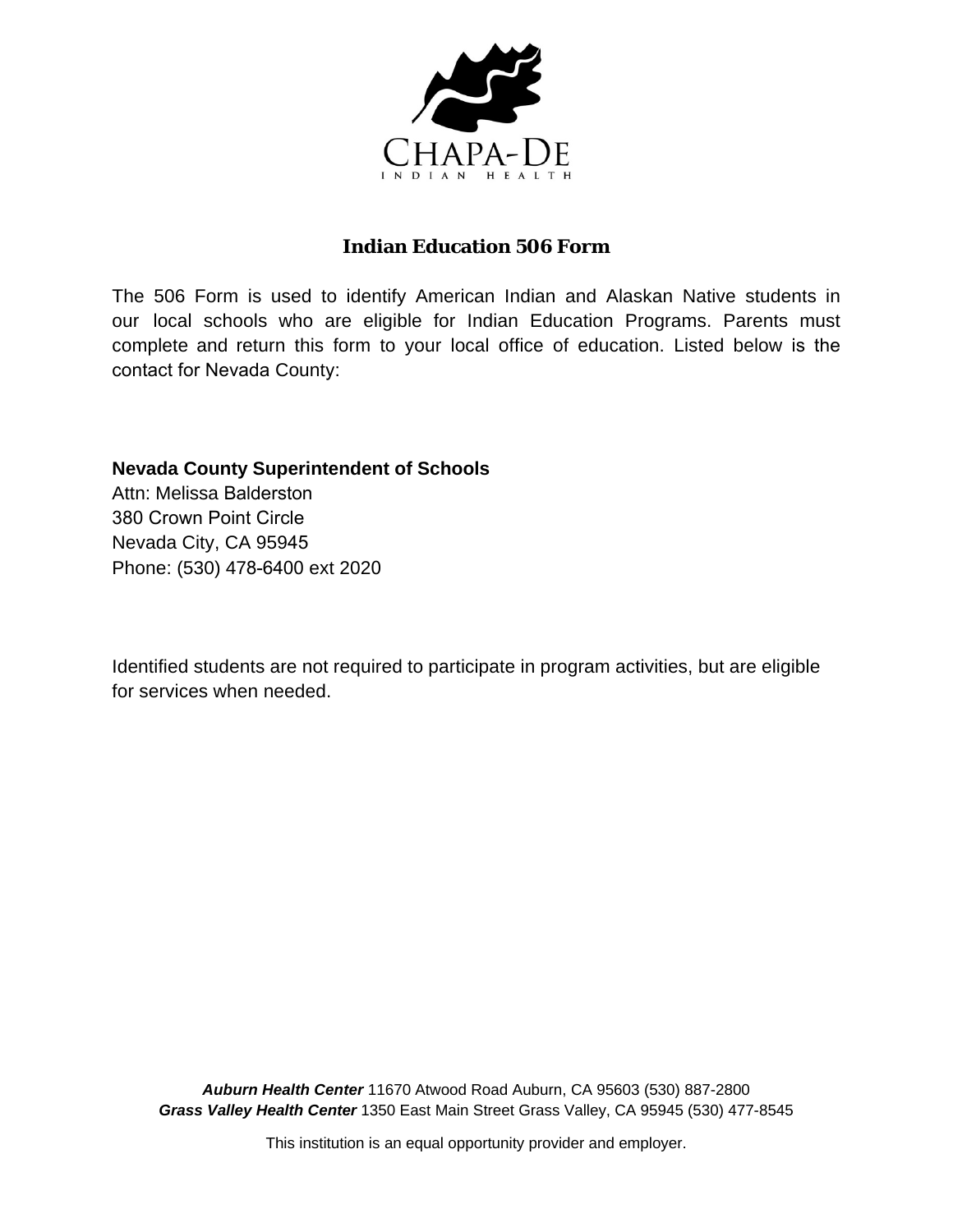CHAPA-DE

INDIAN HEALTH

# Indian Education 506 Form

The 506 Form is used to identify American Indian and Alaskan Native students in our local schools who are eligible for Indian Education Programs. Parents must complete and return this form to your local office of education. Listed below is the contact for Nevada County:

**Nevada County Superintendent of Schools**
Attn: Melissa Balderston
380 Crown Point Circle
Nevada City, CA 95945
Phone: (530) 478-6400 ext 2020

Identified students are not required to participate in program activities, but are eligible for services when needed.

***Auburn Health Center*** 11670 Atwood Road Auburn, CA 95603 (530) 887-2800
***Grass Valley Health Center*** 1350 East Main Street Grass Valley, CA 95945 (530) 477-8545

This institution is an equal opportunity provider and employer.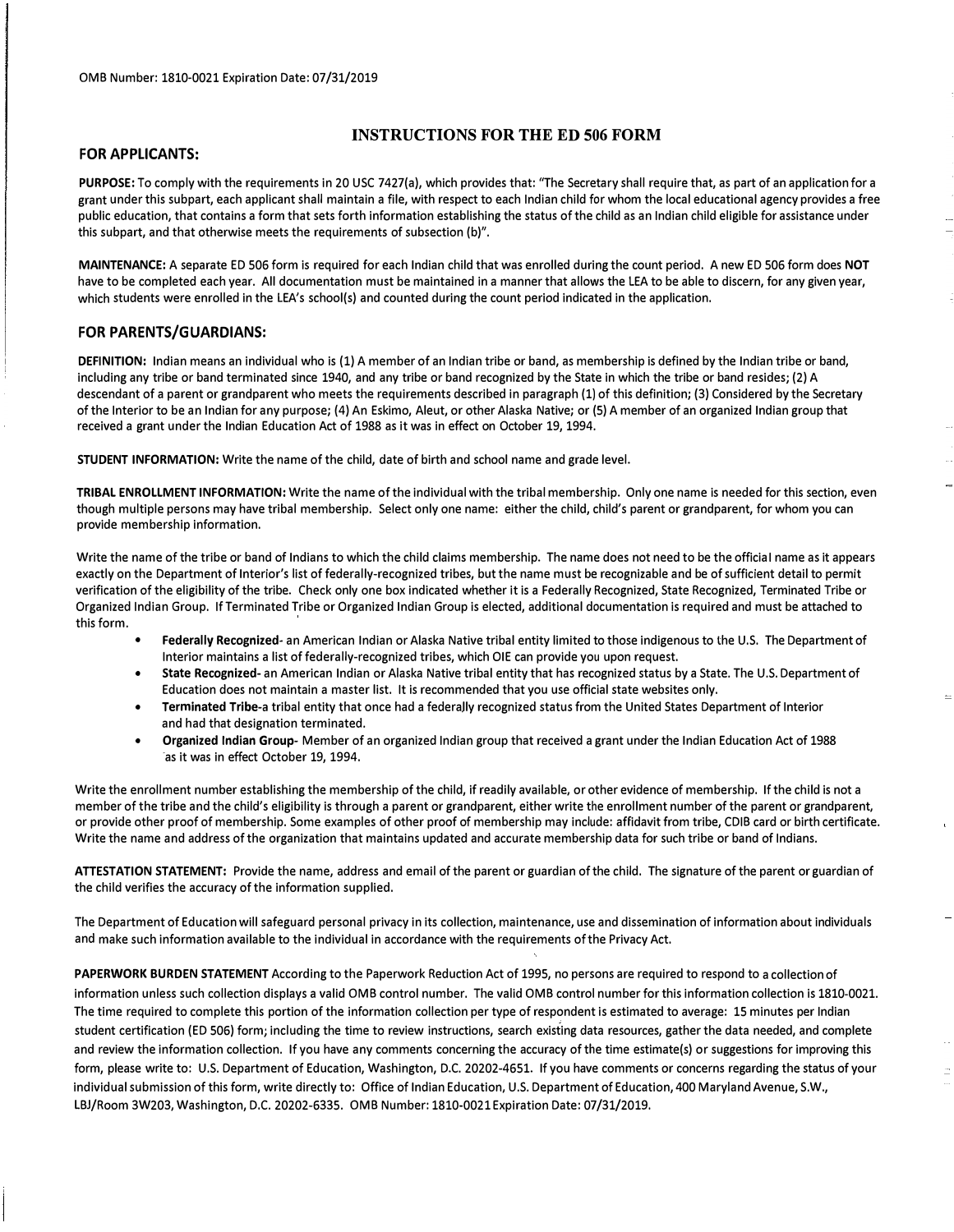OMB Number: 1810-0021 Expiration Date: 07/31/2019

# INSTRUCTIONS FOR THE ED 506 FORM

## FOR APPLICANTS:

**PURPOSE:** To comply with the requirements in 20 USC 7427(a), which provides that: "The Secretary shall require that, as part of an application for a grant under this subpart, each applicant shall maintain a file, with respect to each Indian child for whom the local educational agency provides a free public education, that contains a form that sets forth information establishing the status of the child as an Indian child eligible for assistance under this subpart, and that otherwise meets the requirements of subsection (b)".

**MAINTENANCE:** A separate ED 506 form is required for each Indian child that was enrolled during the count period. A new ED 506 form does **NOT** have to be completed each year. All documentation must be maintained in a manner that allows the LEA to be able to discern, for any given year, which students were enrolled in the LEA's school(s) and counted during the count period indicated in the application.

## FOR PARENTS/GUARDIANS:

**DEFINITION:** Indian means an individual who is (1) A member of an Indian tribe or band, as membership is defined by the Indian tribe or band, including any tribe or band terminated since 1940, and any tribe or band recognized by the State in which the tribe or band resides; (2) A descendant of a parent or grandparent who meets the requirements described in paragraph (1) of this definition; (3) Considered by the Secretary of the Interior to be an Indian for any purpose; (4) An Eskimo, Aleut, or other Alaska Native; or (5) A member of an organized Indian group that received a grant under the Indian Education Act of 1988 as it was in effect on October 19, 1994.

**STUDENT INFORMATION:** Write the name of the child, date of birth and school name and grade level.

**TRIBAL ENROLLMENT INFORMATION:** Write the name of the individual with the tribal membership. Only one name is needed for this section, even though multiple persons may have tribal membership. Select only one name: either the child, child's parent or grandparent, for whom you can provide membership information.

Write the name of the tribe or band of Indians to which the child claims membership. The name does not need to be the official name as it appears exactly on the Department of Interior's list of federally-recognized tribes, but the name must be recognizable and be of sufficient detail to permit verification of the eligibility of the tribe. Check only one box indicated whether it is a Federally Recognized, State Recognized, Terminated Tribe or Organized Indian Group. If Terminated Tribe or Organized Indian Group is elected, additional documentation is required and must be attached to this form.

- **Federally Recognized**- an American Indian or Alaska Native tribal entity limited to those indigenous to the U.S. The Department of Interior maintains a list of federally-recognized tribes, which OIE can provide you upon request.
- **State Recognized**- an American Indian or Alaska Native tribal entity that has recognized status by a State. The U.S. Department of Education does not maintain a master list. It is recommended that you use official state websites only.
- **Terminated Tribe**-a tribal entity that once had a federally recognized status from the United States Department of Interior and had that designation terminated.
- **Organized Indian Group**- Member of an organized Indian group that received a grant under the Indian Education Act of 1988 as it was in effect October 19, 1994.

Write the enrollment number establishing the membership of the child, if readily available, or other evidence of membership. If the child is not a member of the tribe and the child's eligibility is through a parent or grandparent, either write the enrollment number of the parent or grandparent, or provide other proof of membership. Some examples of other proof of membership may include: affidavit from tribe, CDIB card or birth certificate. Write the name and address of the organization that maintains updated and accurate membership data for such tribe or band of Indians.

**ATTESTATION STATEMENT:** Provide the name, address and email of the parent or guardian of the child. The signature of the parent or guardian of the child verifies the accuracy of the information supplied.

The Department of Education will safeguard personal privacy in its collection, maintenance, use and dissemination of information about individuals and make such information available to the individual in accordance with the requirements of the Privacy Act.

**PAPERWORK BURDEN STATEMENT** According to the Paperwork Reduction Act of 1995, no persons are required to respond to a collection of information unless such collection displays a valid OMB control number. The valid OMB control number for this information collection is 1810-0021. The time required to complete this portion of the information collection per type of respondent is estimated to average: 15 minutes per Indian student certification (ED 506) form; including the time to review instructions, search existing data resources, gather the data needed, and complete and review the information collection. If you have any comments concerning the accuracy of the time estimate(s) or suggestions for improving this form, please write to: U.S. Department of Education, Washington, D.C. 20202-4651. If you have comments or concerns regarding the status of your individual submission of this form, write directly to: Office of Indian Education, U.S. Department of Education, 400 Maryland Avenue, S.W., LBJ/Room 3W203, Washington, D.C. 20202-6335. OMB Number: 1810-0021 Expiration Date: 07/31/2019.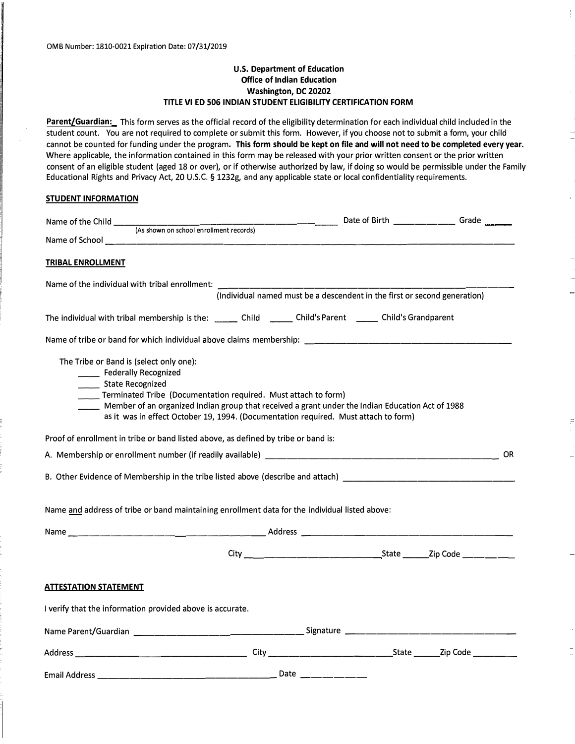OMB Number: 1810-0021 Expiration Date: 07/31/2019

**U.S. Department of Education**
**Office of Indian Education**
**Washington, DC 20202**
**TITLE VI ED 506 INDIAN STUDENT ELIGIBILITY CERTIFICATION FORM**

**Parent/Guardian:** This form serves as the official record of the eligibility determination for each individual child included in the student count. You are not required to complete or submit this form. However, if you choose not to submit a form, your child cannot be counted for funding under the program. **This form should be kept on file and will not need to be completed every year.** Where applicable, the information contained in this form may be released with your prior written consent or the prior written consent of an eligible student (aged 18 or over), or if otherwise authorized by law, if doing so would be permissible under the Family Educational Rights and Privacy Act, 20 U.S.C. § 1232g, and any applicable state or local confidentiality requirements.

**STUDENT INFORMATION**

Name of the Child ________________________________________ Date of Birth ____________ Grade ______
(As shown on school enrollment records)

Name of School ________________________________________________________________________

**TRIBAL ENROLLMENT**

Name of the individual with tribal enrollment: ______________________________________________
(Individual named must be a descendent in the first or second generation)

The individual with tribal membership is the: _____ Child _____ Child's Parent _____ Child's Grandparent

Name of tribe or band for which individual above claims membership: ________________________________

The Tribe or Band is (select only one):

_____ Federally Recognized
_____ State Recognized
_____ Terminated Tribe (Documentation required. Must attach to form)
_____ Member of an organized Indian group that received a grant under the Indian Education Act of 1988 as it was in effect October 19, 1994. (Documentation required. Must attach to form)

Proof of enrollment in tribe or band listed above, as defined by tribe or band is:

A. Membership or enrollment number (if readily available) ________________________________________ OR

B. Other Evidence of Membership in the tribe listed above (describe and attach) ____________________________

Name and address of tribe or band maintaining enrollment data for the individual listed above:

Name ________________________________ Address ________________________________________

City ____________________________ State ______ Zip Code __________

**ATTESTATION STATEMENT**

I verify that the information provided above is accurate.

Name Parent/Guardian ________________________________ Signature ________________________________

Address ________________________________ City ______________________ State ______ Zip Code _________

Email Address ________________________________ Date ____________